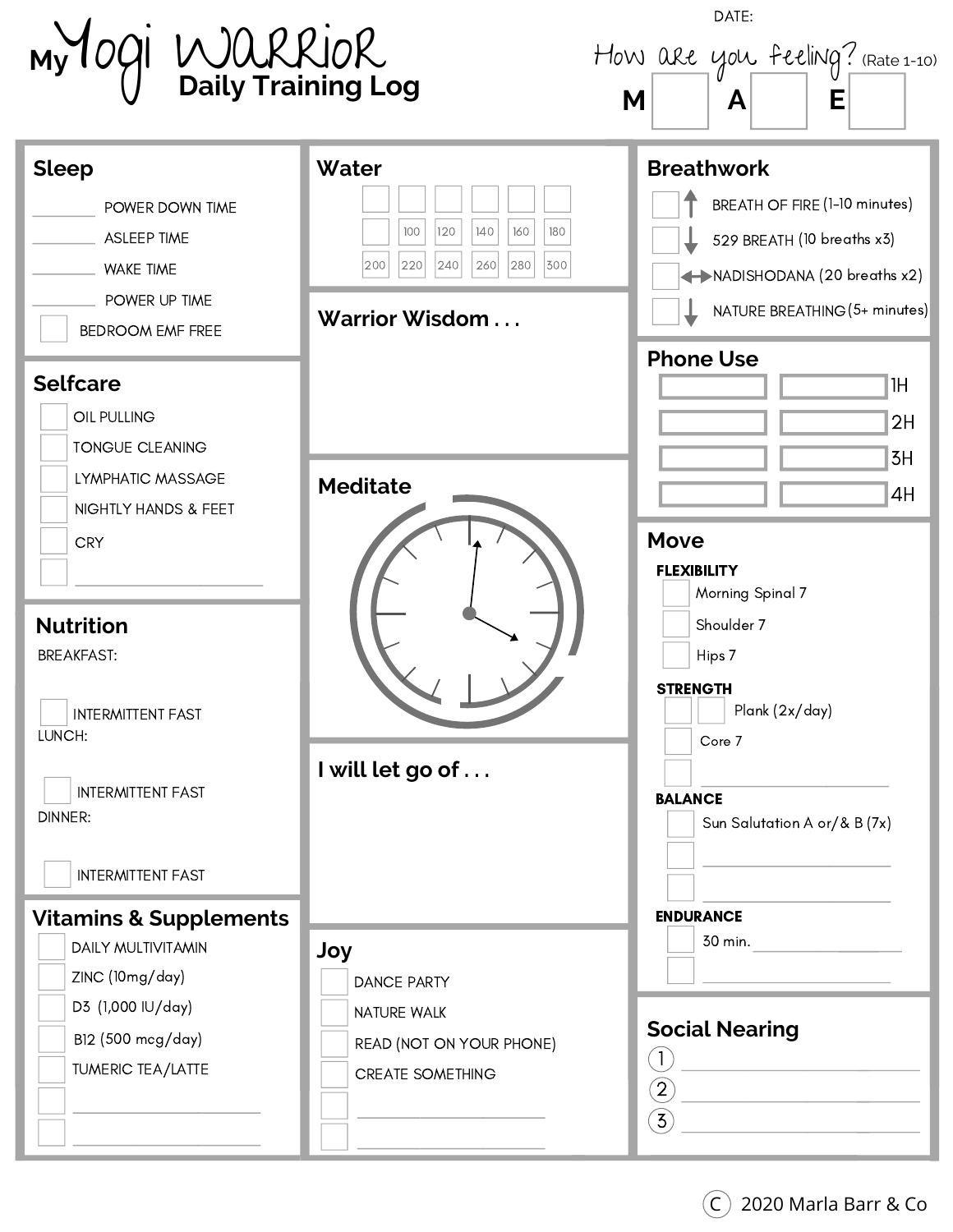# My Yogi Warrior Daily Training Log

DATE:

How are you feeling? (Rate 1-10)

M ☐ A ☐ E ☐

## Sleep

- ________ POWER DOWN TIME
- ________ ASLEEP TIME
- ________ WAKE TIME
- ________ POWER UP TIME
- ☐ BEDROOM EMF FREE

## Selfcare

- ☐ OIL PULLING
- ☐ TONGUE CLEANING
- ☐ LYMPHATIC MASSAGE
- ☐ NIGHTLY HANDS & FEET
- ☐ CRY
- ☐ ________________

## Nutrition

BREAKFAST:

☐ INTERMITTENT FAST

LUNCH:

☐ INTERMITTENT FAST

DINNER:

☐ INTERMITTENT FAST

## Vitamins & Supplements

- ☐ DAILY MULTIVITAMIN
- ☐ ZINC (10mg/day)
- ☐ D3 (1,000 IU/day)
- ☐ B12 (500 mcg/day)
- ☐ TUMERIC TEA/LATTE
- ☐ ________________
- ☐ ________________

## Water

| ☐ | ☐ | ☐ | ☐ | ☐ | ☐ |
|---|---|---|---|---|---|
| ☐ | 100 | 120 | 140 | 160 | 180 |
| 200 | 220 | 240 | 260 | 280 | 300 |

## Warrior Wisdom . . .

## Meditate

## I will let go of . . .

## Joy

- ☐ DANCE PARTY
- ☐ NATURE WALK
- ☐ READ (NOT ON YOUR PHONE)
- ☐ CREATE SOMETHING
- ☐ ________________
- ☐ ________________

## Breathwork

- ☐ ↑ BREATH OF FIRE (1-10 minutes)
- ☐ ↓ 529 BREATH (10 breaths x3)
- ☐ ↔ NADISHODANA (20 breaths x2)
- ☐ ↓ NATURE BREATHING (5+ minutes)

## Phone Use

| | | |
|---|---|---|
| ☐ | ☐ | 1H |
| ☐ | ☐ | 2H |
| ☐ | ☐ | 3H |
| ☐ | ☐ | 4H |

## Move

**FLEXIBILITY**

- ☐ Morning Spinal 7
- ☐ Shoulder 7
- ☐ Hips 7

**STRENGTH**

- ☐ ☐ Plank (2x/day)
- ☐ Core 7
- ☐ ________________

**BALANCE**

- ☐ Sun Salutation A or/& B (7x)
- ☐ ________________
- ☐ ________________

**ENDURANCE**

- ☐ 30 min. ____________
- ☐ ________________

## Social Nearing

1. ________________
2. ________________
3. ________________

© 2020 Marla Barr & Co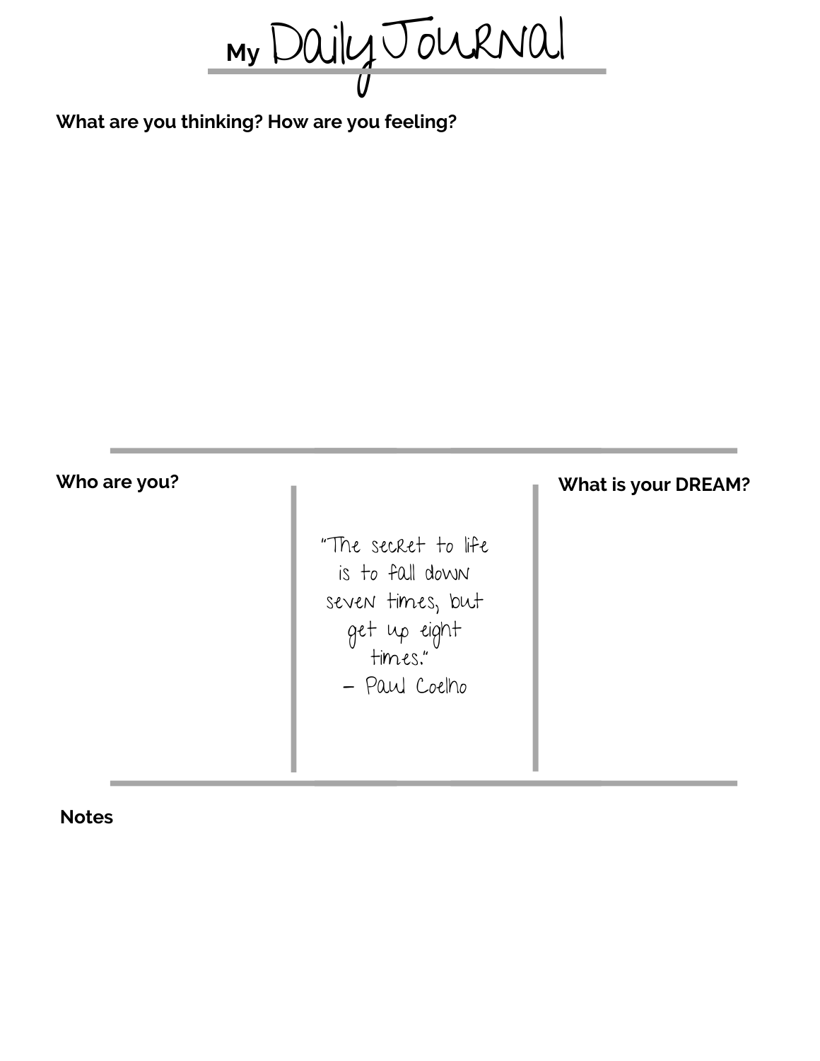# My Daily Journal

**What are you thinking? How are you feeling?**

**Who are you?**

"The secret to life is to fall down seven times, but get up eight times."
– Paul Coelho

**What is your DREAM?**

**Notes**